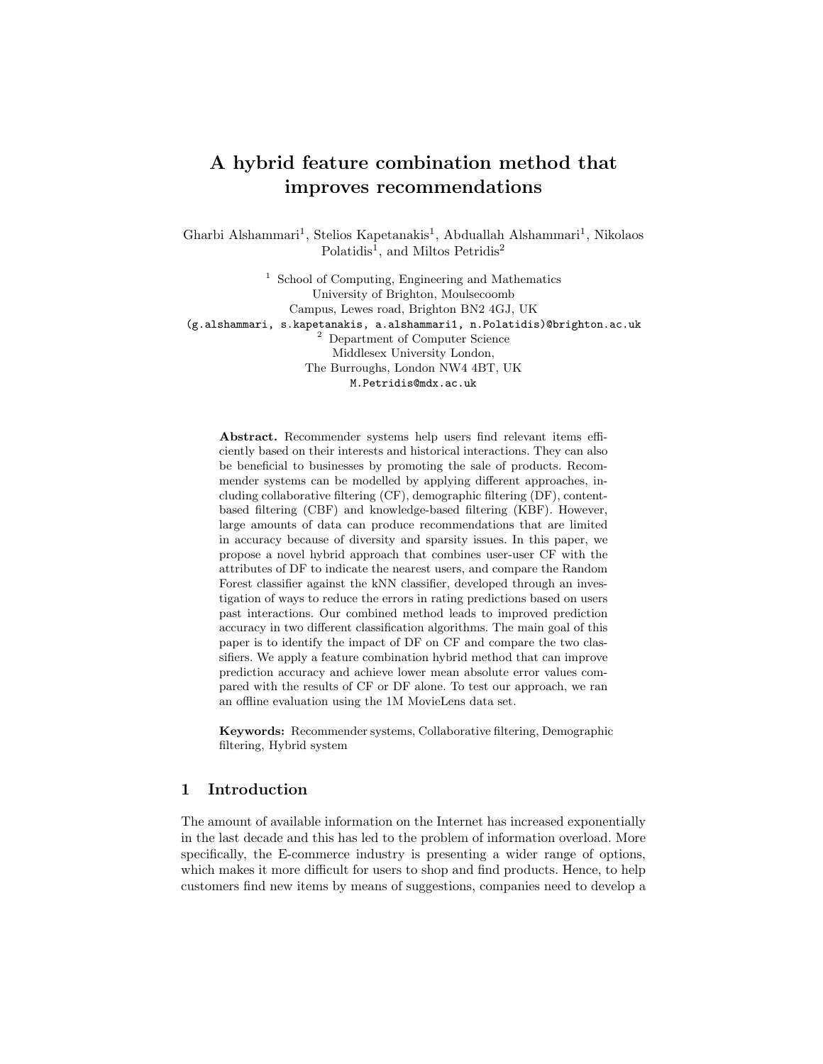# A hybrid feature combination method that improves recommendations

Gharbi Alshammari[1], Stelios Kapetanakis[1], Abduallah Alshammari[1], Nikolaos Polatidis[1], and Miltos Petridis[2]

[1] School of Computing, Engineering and Mathematics
University of Brighton, Moulsecoomb
Campus, Lewes road, Brighton BN2 4GJ, UK
(g.alshammari, s.kapetanakis, a.alshammari1, n.Polatidis)@brighton.ac.uk

[2] Department of Computer Science
Middlesex University London,
The Burroughs, London NW4 4BT, UK
M.Petridis@mdx.ac.uk

**Abstract.** Recommender systems help users find relevant items efficiently based on their interests and historical interactions. They can also be beneficial to businesses by promoting the sale of products. Recommender systems can be modelled by applying different approaches, including collaborative filtering (CF), demographic filtering (DF), content-based filtering (CBF) and knowledge-based filtering (KBF). However, large amounts of data can produce recommendations that are limited in accuracy because of diversity and sparsity issues. In this paper, we propose a novel hybrid approach that combines user-user CF with the attributes of DF to indicate the nearest users, and compare the Random Forest classifier against the kNN classifier, developed through an investigation of ways to reduce the errors in rating predictions based on users past interactions. Our combined method leads to improved prediction accuracy in two different classification algorithms. The main goal of this paper is to identify the impact of DF on CF and compare the two classifiers. We apply a feature combination hybrid method that can improve prediction accuracy and achieve lower mean absolute error values compared with the results of CF or DF alone. To test our approach, we ran an offline evaluation using the 1M MovieLens data set.

**Keywords:** Recommender systems, Collaborative filtering, Demographic filtering, Hybrid system

## 1 Introduction

The amount of available information on the Internet has increased exponentially in the last decade and this has led to the problem of information overload. More specifically, the E-commerce industry is presenting a wider range of options, which makes it more difficult for users to shop and find products. Hence, to help customers find new items by means of suggestions, companies need to develop a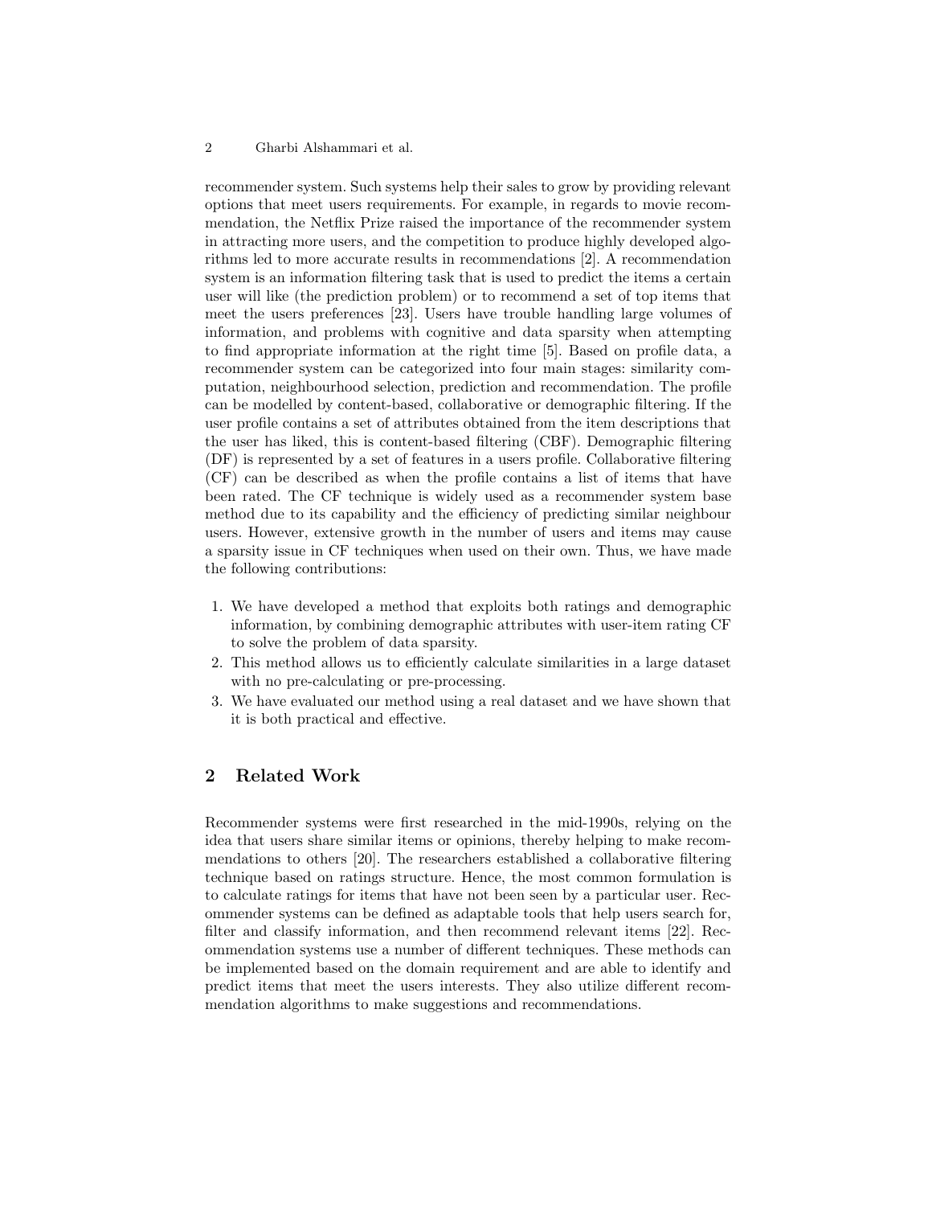recommender system. Such systems help their sales to grow by providing relevant options that meet users requirements. For example, in regards to movie recommendation, the Netflix Prize raised the importance of the recommender system in attracting more users, and the competition to produce highly developed algorithms led to more accurate results in recommendations [2]. A recommendation system is an information filtering task that is used to predict the items a certain user will like (the prediction problem) or to recommend a set of top items that meet the users preferences [23]. Users have trouble handling large volumes of information, and problems with cognitive and data sparsity when attempting to find appropriate information at the right time [5]. Based on profile data, a recommender system can be categorized into four main stages: similarity computation, neighbourhood selection, prediction and recommendation. The profile can be modelled by content-based, collaborative or demographic filtering. If the user profile contains a set of attributes obtained from the item descriptions that the user has liked, this is content-based filtering (CBF). Demographic filtering (DF) is represented by a set of features in a users profile. Collaborative filtering (CF) can be described as when the profile contains a list of items that have been rated. The CF technique is widely used as a recommender system base method due to its capability and the efficiency of predicting similar neighbour users. However, extensive growth in the number of users and items may cause a sparsity issue in CF techniques when used on their own. Thus, we have made the following contributions:

1. We have developed a method that exploits both ratings and demographic information, by combining demographic attributes with user-item rating CF to solve the problem of data sparsity.
2. This method allows us to efficiently calculate similarities in a large dataset with no pre-calculating or pre-processing.
3. We have evaluated our method using a real dataset and we have shown that it is both practical and effective.

## 2 Related Work

Recommender systems were first researched in the mid-1990s, relying on the idea that users share similar items or opinions, thereby helping to make recommendations to others [20]. The researchers established a collaborative filtering technique based on ratings structure. Hence, the most common formulation is to calculate ratings for items that have not been seen by a particular user. Recommender systems can be defined as adaptable tools that help users search for, filter and classify information, and then recommend relevant items [22]. Recommendation systems use a number of different techniques. These methods can be implemented based on the domain requirement and are able to identify and predict items that meet the users interests. They also utilize different recommendation algorithms to make suggestions and recommendations.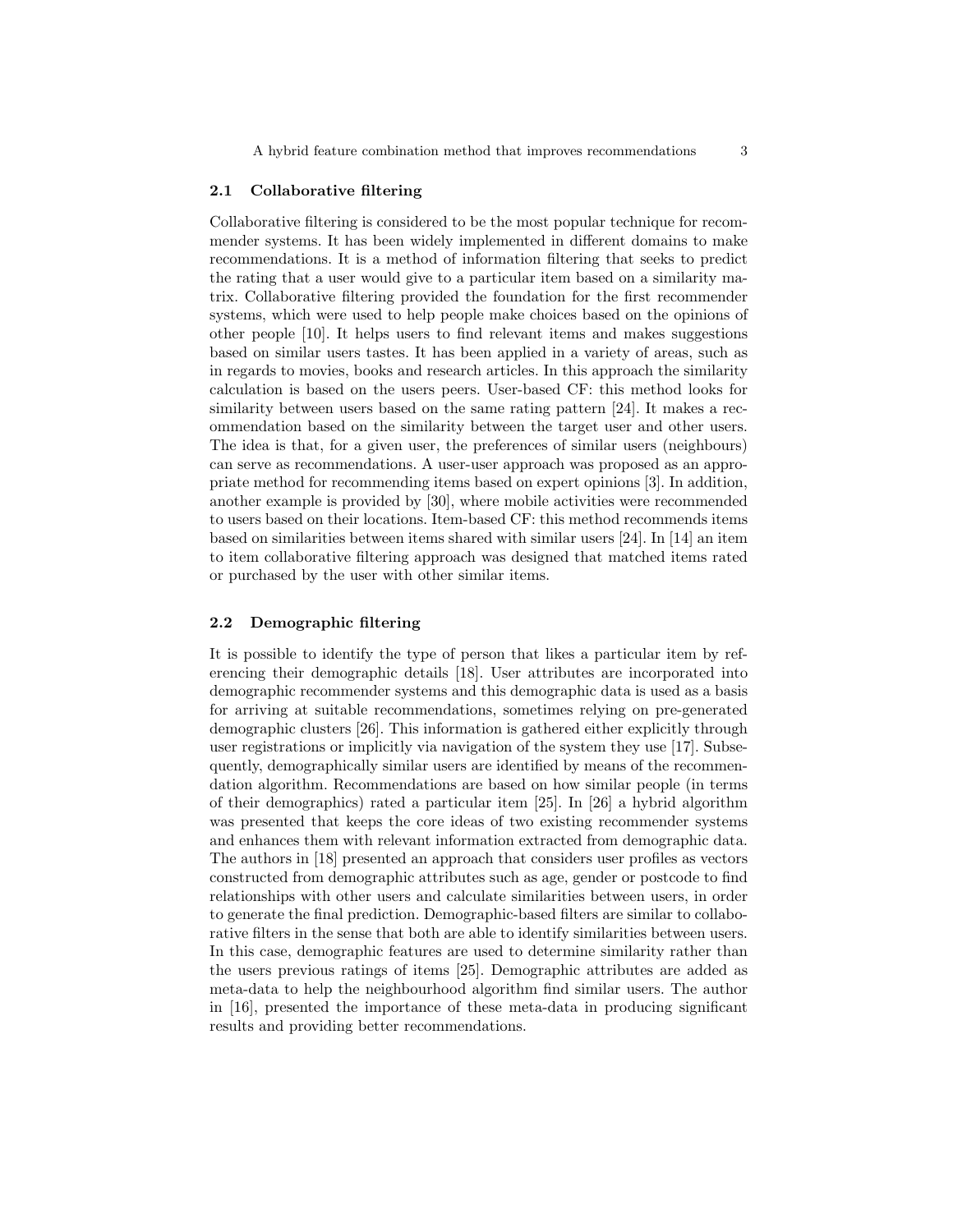### 2.1 Collaborative filtering

Collaborative filtering is considered to be the most popular technique for recommender systems. It has been widely implemented in different domains to make recommendations. It is a method of information filtering that seeks to predict the rating that a user would give to a particular item based on a similarity matrix. Collaborative filtering provided the foundation for the first recommender systems, which were used to help people make choices based on the opinions of other people [10]. It helps users to find relevant items and makes suggestions based on similar users tastes. It has been applied in a variety of areas, such as in regards to movies, books and research articles. In this approach the similarity calculation is based on the users peers. User-based CF: this method looks for similarity between users based on the same rating pattern [24]. It makes a recommendation based on the similarity between the target user and other users. The idea is that, for a given user, the preferences of similar users (neighbours) can serve as recommendations. A user-user approach was proposed as an appropriate method for recommending items based on expert opinions [3]. In addition, another example is provided by [30], where mobile activities were recommended to users based on their locations. Item-based CF: this method recommends items based on similarities between items shared with similar users [24]. In [14] an item to item collaborative filtering approach was designed that matched items rated or purchased by the user with other similar items.

### 2.2 Demographic filtering

It is possible to identify the type of person that likes a particular item by referencing their demographic details [18]. User attributes are incorporated into demographic recommender systems and this demographic data is used as a basis for arriving at suitable recommendations, sometimes relying on pre-generated demographic clusters [26]. This information is gathered either explicitly through user registrations or implicitly via navigation of the system they use [17]. Subsequently, demographically similar users are identified by means of the recommendation algorithm. Recommendations are based on how similar people (in terms of their demographics) rated a particular item [25]. In [26] a hybrid algorithm was presented that keeps the core ideas of two existing recommender systems and enhances them with relevant information extracted from demographic data. The authors in [18] presented an approach that considers user profiles as vectors constructed from demographic attributes such as age, gender or postcode to find relationships with other users and calculate similarities between users, in order to generate the final prediction. Demographic-based filters are similar to collaborative filters in the sense that both are able to identify similarities between users. In this case, demographic features are used to determine similarity rather than the users previous ratings of items [25]. Demographic attributes are added as meta-data to help the neighbourhood algorithm find similar users. The author in [16], presented the importance of these meta-data in producing significant results and providing better recommendations.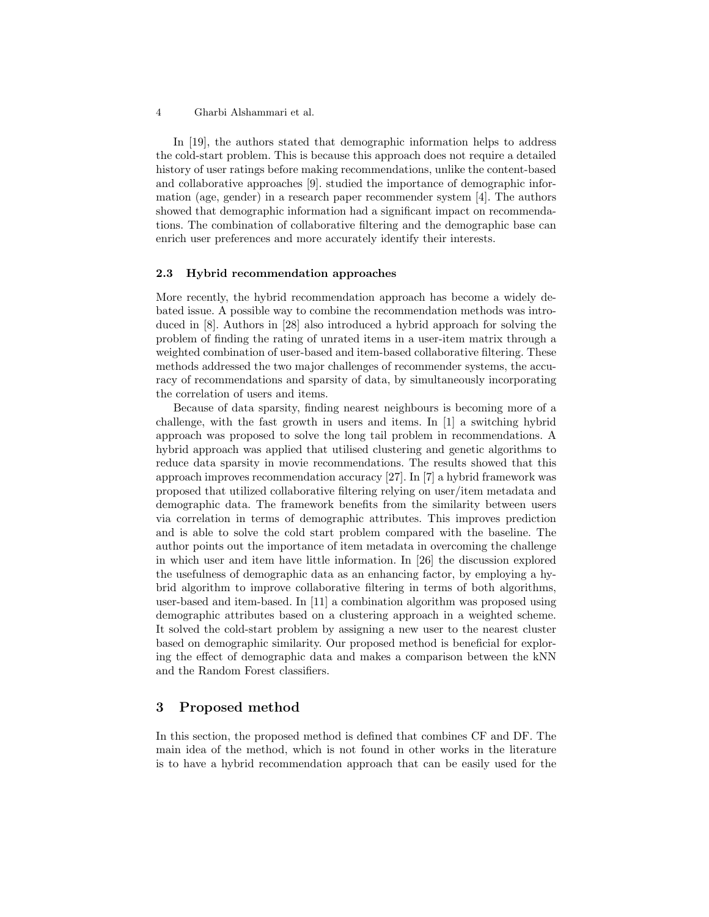In [19], the authors stated that demographic information helps to address the cold-start problem. This is because this approach does not require a detailed history of user ratings before making recommendations, unlike the content-based and collaborative approaches [9]. studied the importance of demographic information (age, gender) in a research paper recommender system [4]. The authors showed that demographic information had a significant impact on recommendations. The combination of collaborative filtering and the demographic base can enrich user preferences and more accurately identify their interests.

### 2.3 Hybrid recommendation approaches

More recently, the hybrid recommendation approach has become a widely debated issue. A possible way to combine the recommendation methods was introduced in [8]. Authors in [28] also introduced a hybrid approach for solving the problem of finding the rating of unrated items in a user-item matrix through a weighted combination of user-based and item-based collaborative filtering. These methods addressed the two major challenges of recommender systems, the accuracy of recommendations and sparsity of data, by simultaneously incorporating the correlation of users and items.

Because of data sparsity, finding nearest neighbours is becoming more of a challenge, with the fast growth in users and items. In [1] a switching hybrid approach was proposed to solve the long tail problem in recommendations. A hybrid approach was applied that utilised clustering and genetic algorithms to reduce data sparsity in movie recommendations. The results showed that this approach improves recommendation accuracy [27]. In [7] a hybrid framework was proposed that utilized collaborative filtering relying on user/item metadata and demographic data. The framework benefits from the similarity between users via correlation in terms of demographic attributes. This improves prediction and is able to solve the cold start problem compared with the baseline. The author points out the importance of item metadata in overcoming the challenge in which user and item have little information. In [26] the discussion explored the usefulness of demographic data as an enhancing factor, by employing a hybrid algorithm to improve collaborative filtering in terms of both algorithms, user-based and item-based. In [11] a combination algorithm was proposed using demographic attributes based on a clustering approach in a weighted scheme. It solved the cold-start problem by assigning a new user to the nearest cluster based on demographic similarity. Our proposed method is beneficial for exploring the effect of demographic data and makes a comparison between the kNN and the Random Forest classifiers.

## 3 Proposed method

In this section, the proposed method is defined that combines CF and DF. The main idea of the method, which is not found in other works in the literature is to have a hybrid recommendation approach that can be easily used for the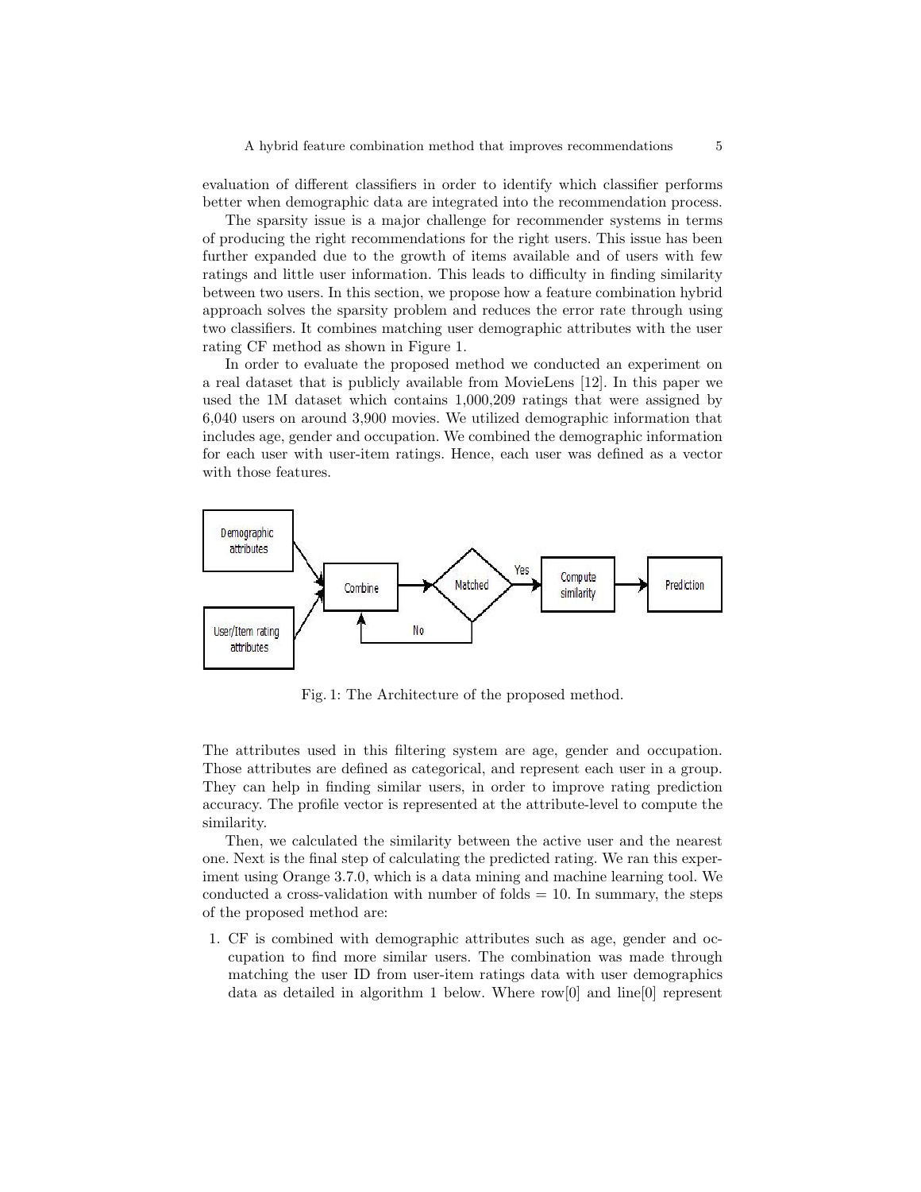evaluation of different classifiers in order to identify which classifier performs better when demographic data are integrated into the recommendation process.

The sparsity issue is a major challenge for recommender systems in terms of producing the right recommendations for the right users. This issue has been further expanded due to the growth of items available and of users with few ratings and little user information. This leads to difficulty in finding similarity between two users. In this section, we propose how a feature combination hybrid approach solves the sparsity problem and reduces the error rate through using two classifiers. It combines matching user demographic attributes with the user rating CF method as shown in Figure 1.

In order to evaluate the proposed method we conducted an experiment on a real dataset that is publicly available from MovieLens [12]. In this paper we used the 1M dataset which contains 1,000,209 ratings that were assigned by 6,040 users on around 3,900 movies. We utilized demographic information that includes age, gender and occupation. We combined the demographic information for each user with user-item ratings. Hence, each user was defined as a vector with those features.

Demographic attributes

User/Item rating attributes

Combine

Matched

Yes

No

Compute similarity

Prediction

Fig. 1: The Architecture of the proposed method.

The attributes used in this filtering system are age, gender and occupation. Those attributes are defined as categorical, and represent each user in a group. They can help in finding similar users, in order to improve rating prediction accuracy. The profile vector is represented at the attribute-level to compute the similarity.

Then, we calculated the similarity between the active user and the nearest one. Next is the final step of calculating the predicted rating. We ran this experiment using Orange 3.7.0, which is a data mining and machine learning tool. We conducted a cross-validation with number of folds = 10. In summary, the steps of the proposed method are:

1. CF is combined with demographic attributes such as age, gender and occupation to find more similar users. The combination was made through matching the user ID from user-item ratings data with user demographics data as detailed in algorithm 1 below. Where row[0] and line[0] represent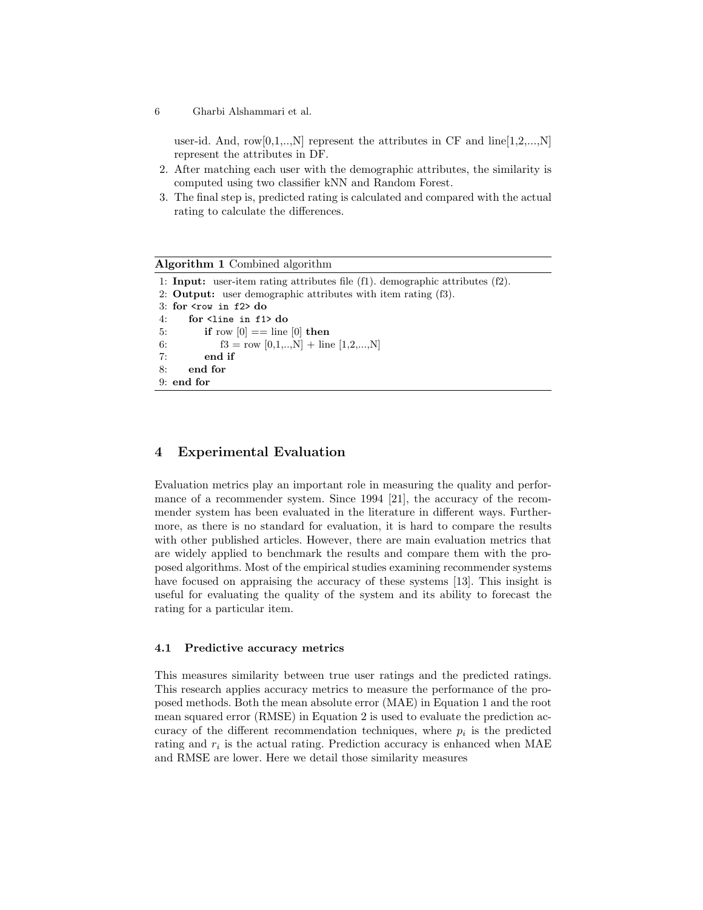user-id. And, row[0,1,..,N] represent the attributes in CF and line[1,2,...,N] represent the attributes in DF.

2. After matching each user with the demographic attributes, the similarity is computed using two classifier kNN and Random Forest.
3. The final step is, predicted rating is calculated and compared with the actual rating to calculate the differences.

**Algorithm 1** Combined algorithm

```
1: Input: user-item rating attributes file (f1). demographic attributes (f2).
2: Output: user demographic attributes with item rating (f3).
3: for <row in f2> do
4:     for <line in f1> do
5:         if row [0] == line [0] then
6:             f3 = row [0,1,..,N] + line [1,2,...,N]
7:         end if
8:     end for
9: end for
```

## 4 Experimental Evaluation

Evaluation metrics play an important role in measuring the quality and performance of a recommender system. Since 1994 [21], the accuracy of the recommender system has been evaluated in the literature in different ways. Furthermore, as there is no standard for evaluation, it is hard to compare the results with other published articles. However, there are main evaluation metrics that are widely applied to benchmark the results and compare them with the proposed algorithms. Most of the empirical studies examining recommender systems have focused on appraising the accuracy of these systems [13]. This insight is useful for evaluating the quality of the system and its ability to forecast the rating for a particular item.

### 4.1 Predictive accuracy metrics

This measures similarity between true user ratings and the predicted ratings. This research applies accuracy metrics to measure the performance of the proposed methods. Both the mean absolute error (MAE) in Equation 1 and the root mean squared error (RMSE) in Equation 2 is used to evaluate the prediction accuracy of the different recommendation techniques, where $p_i$ is the predicted rating and $r_i$ is the actual rating. Prediction accuracy is enhanced when MAE and RMSE are lower. Here we detail those similarity measures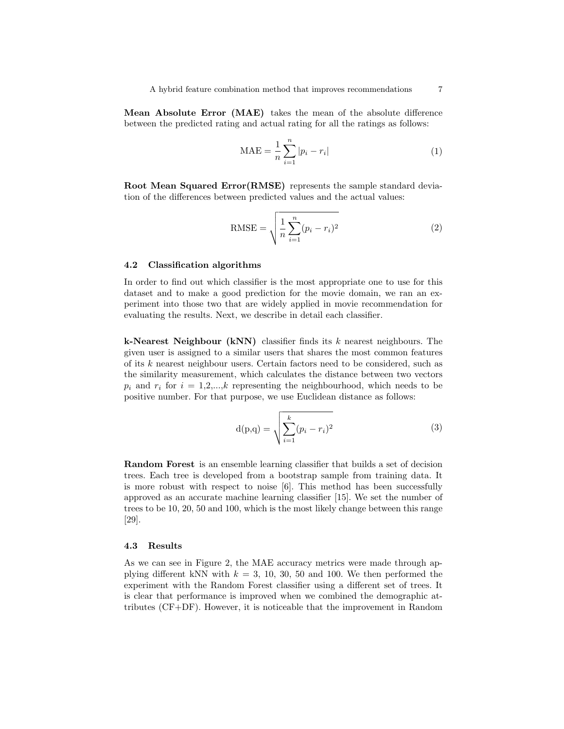**Mean Absolute Error (MAE)** takes the mean of the absolute difference between the predicted rating and actual rating for all the ratings as follows:

$$\text{MAE} = \frac{1}{n}\sum_{i=1}^{n}|p_i - r_i| \tag{1}$$

**Root Mean Squared Error(RMSE)** represents the sample standard deviation of the differences between predicted values and the actual values:

$$\text{RMSE} = \sqrt{\frac{1}{n}\sum_{i=1}^{n}(p_i - r_i)^2} \tag{2}$$

### 4.2 Classification algorithms

In order to find out which classifier is the most appropriate one to use for this dataset and to make a good prediction for the movie domain, we ran an experiment into those two that are widely applied in movie recommendation for evaluating the results. Next, we describe in detail each classifier.

**k-Nearest Neighbour (kNN)** classifier finds its $k$ nearest neighbours. The given user is assigned to a similar users that shares the most common features of its $k$ nearest neighbour users. Certain factors need to be considered, such as the similarity measurement, which calculates the distance between two vectors $p_i$ and $r_i$ for $i$ = 1,2,...,$k$ representing the neighbourhood, which needs to be positive number. For that purpose, we use Euclidean distance as follows:

$$\text{d(p,q)} = \sqrt{\sum_{i=1}^{k}(p_i - r_i)^2} \tag{3}$$

**Random Forest** is an ensemble learning classifier that builds a set of decision trees. Each tree is developed from a bootstrap sample from training data. It is more robust with respect to noise [6]. This method has been successfully approved as an accurate machine learning classifier [15]. We set the number of trees to be 10, 20, 50 and 100, which is the most likely change between this range [29].

### 4.3 Results

As we can see in Figure 2, the MAE accuracy metrics were made through applying different kNN with $k$ = 3, 10, 30, 50 and 100. We then performed the experiment with the Random Forest classifier using a different set of trees. It is clear that performance is improved when we combined the demographic attributes (CF+DF). However, it is noticeable that the improvement in Random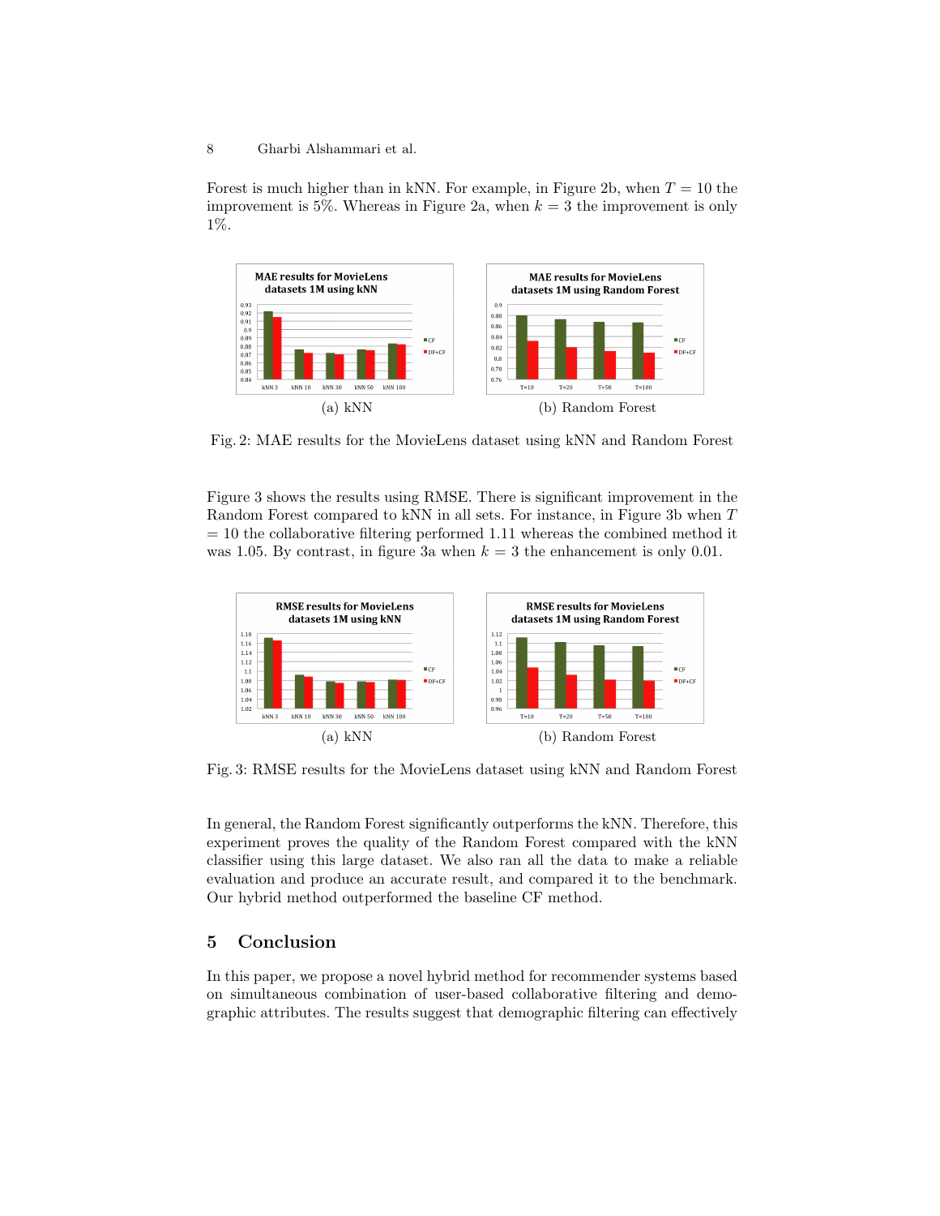Forest is much higher than in kNN. For example, in Figure 2b, when $T = 10$ the improvement is 5%. Whereas in Figure 2a, when $k = 3$ the improvement is only 1%.

MAE results for MovieLens datasets 1M using kNN

0.93
0.92
0.91
0.9
0.89
0.88
0.87
0.86
0.85
0.84

kNN 3
kNN 10
kNN 30
kNN 50
kNN 100

CF
DF+CF

(a) kNN

MAE results for MovieLens datasets 1M using Random Forest

0.9
0.88
0.86
0.84
0.82
0.8
0.78
0.76

T=10
T=20
T=50
T=100

CF
DF+CF

(b) Random Forest

Fig. 2: MAE results for the MovieLens dataset using kNN and Random Forest

Figure 3 shows the results using RMSE. There is significant improvement in the Random Forest compared to kNN in all sets. For instance, in Figure 3b when $T = 10$ the collaborative filtering performed 1.11 whereas the combined method it was 1.05. By contrast, in figure 3a when $k = 3$ the enhancement is only 0.01.

RMSE results for MovieLens datasets 1M using kNN

1.18
1.16
1.14
1.12
1.1
1.08
1.06
1.04
1.02

kNN 3
kNN 10
kNN 30
kNN 50
kNN 100

CF
DF+CF

(a) kNN

RMSE results for MovieLens datasets 1M using Random Forest

1.12
1.1
1.08
1.06
1.04
1.02
1
0.98
0.96

T=10
T=20
T=50
T=100

CF
DF+CF

(b) Random Forest

Fig. 3: RMSE results for the MovieLens dataset using kNN and Random Forest

In general, the Random Forest significantly outperforms the kNN. Therefore, this experiment proves the quality of the Random Forest compared with the kNN classifier using this large dataset. We also ran all the data to make a reliable evaluation and produce an accurate result, and compared it to the benchmark. Our hybrid method outperformed the baseline CF method.

## 5 Conclusion

In this paper, we propose a novel hybrid method for recommender systems based on simultaneous combination of user-based collaborative filtering and demographic attributes. The results suggest that demographic filtering can effectively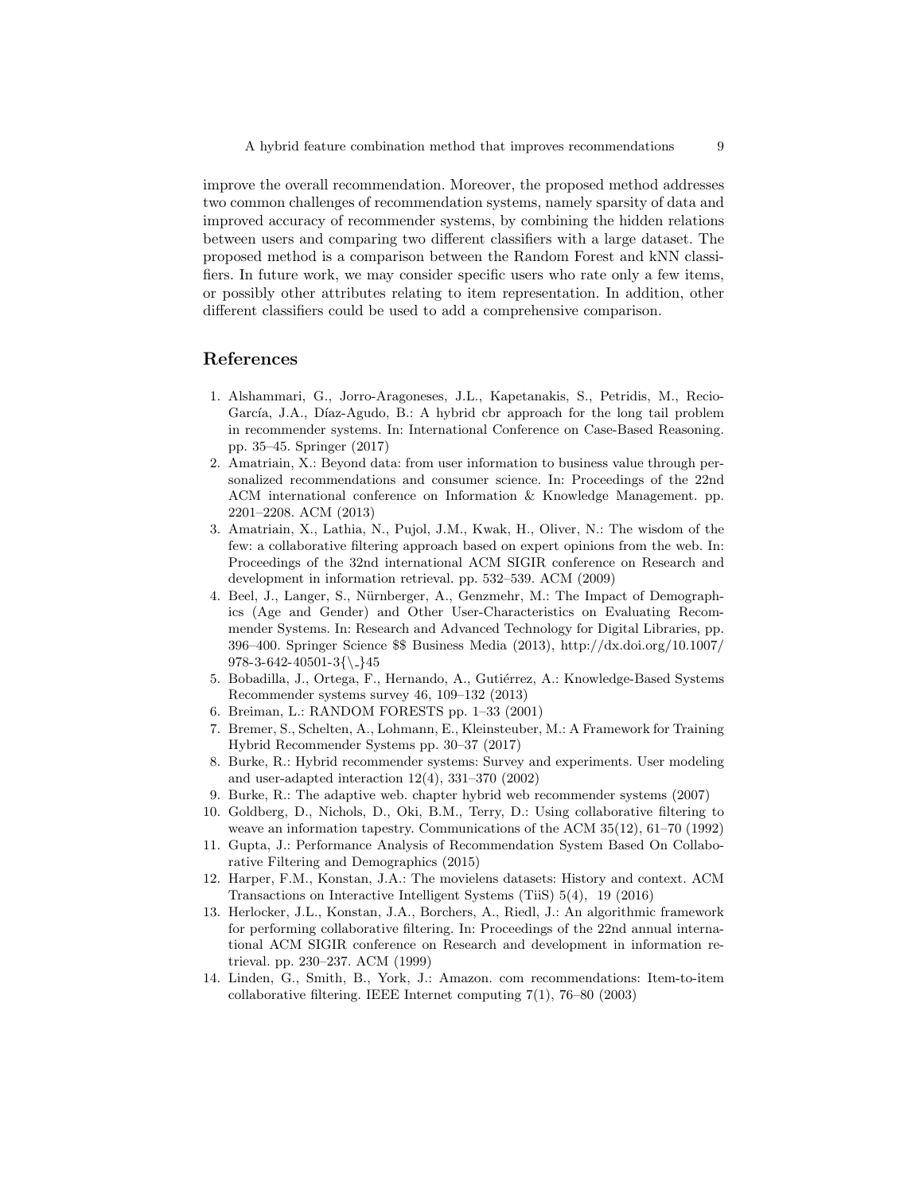improve the overall recommendation. Moreover, the proposed method addresses two common challenges of recommendation systems, namely sparsity of data and improved accuracy of recommender systems, by combining the hidden relations between users and comparing two different classifiers with a large dataset. The proposed method is a comparison between the Random Forest and kNN classifiers. In future work, we may consider specific users who rate only a few items, or possibly other attributes relating to item representation. In addition, other different classifiers could be used to add a comprehensive comparison.

## References

1. Alshammari, G., Jorro-Aragoneses, J.L., Kapetanakis, S., Petridis, M., Recio-García, J.A., Díaz-Agudo, B.: A hybrid cbr approach for the long tail problem in recommender systems. In: International Conference on Case-Based Reasoning. pp. 35–45. Springer (2017)
2. Amatriain, X.: Beyond data: from user information to business value through personalized recommendations and consumer science. In: Proceedings of the 22nd ACM international conference on Information & Knowledge Management. pp. 2201–2208. ACM (2013)
3. Amatriain, X., Lathia, N., Pujol, J.M., Kwak, H., Oliver, N.: The wisdom of the few: a collaborative filtering approach based on expert opinions from the web. In: Proceedings of the 32nd international ACM SIGIR conference on Research and development in information retrieval. pp. 532–539. ACM (2009)
4. Beel, J., Langer, S., Nürnberger, A., Genzmehr, M.: The Impact of Demographics (Age and Gender) and Other User-Characteristics on Evaluating Recommender Systems. In: Research and Advanced Technology for Digital Libraries, pp. 396–400. Springer Science $$ Business Media (2013), http://dx.doi.org/10.1007/978-3-642-40501-3{\_}45
5. Bobadilla, J., Ortega, F., Hernando, A., Gutiérrez, A.: Knowledge-Based Systems Recommender systems survey 46, 109–132 (2013)
6. Breiman, L.: RANDOM FORESTS pp. 1–33 (2001)
7. Bremer, S., Schelten, A., Lohmann, E., Kleinsteuber, M.: A Framework for Training Hybrid Recommender Systems pp. 30–37 (2017)
8. Burke, R.: Hybrid recommender systems: Survey and experiments. User modeling and user-adapted interaction 12(4), 331–370 (2002)
9. Burke, R.: The adaptive web. chapter hybrid web recommender systems (2007)
10. Goldberg, D., Nichols, D., Oki, B.M., Terry, D.: Using collaborative filtering to weave an information tapestry. Communications of the ACM 35(12), 61–70 (1992)
11. Gupta, J.: Performance Analysis of Recommendation System Based On Collaborative Filtering and Demographics (2015)
12. Harper, F.M., Konstan, J.A.: The movielens datasets: History and context. ACM Transactions on Interactive Intelligent Systems (TiiS) 5(4), 19 (2016)
13. Herlocker, J.L., Konstan, J.A., Borchers, A., Riedl, J.: An algorithmic framework for performing collaborative filtering. In: Proceedings of the 22nd annual international ACM SIGIR conference on Research and development in information retrieval. pp. 230–237. ACM (1999)
14. Linden, G., Smith, B., York, J.: Amazon. com recommendations: Item-to-item collaborative filtering. IEEE Internet computing 7(1), 76–80 (2003)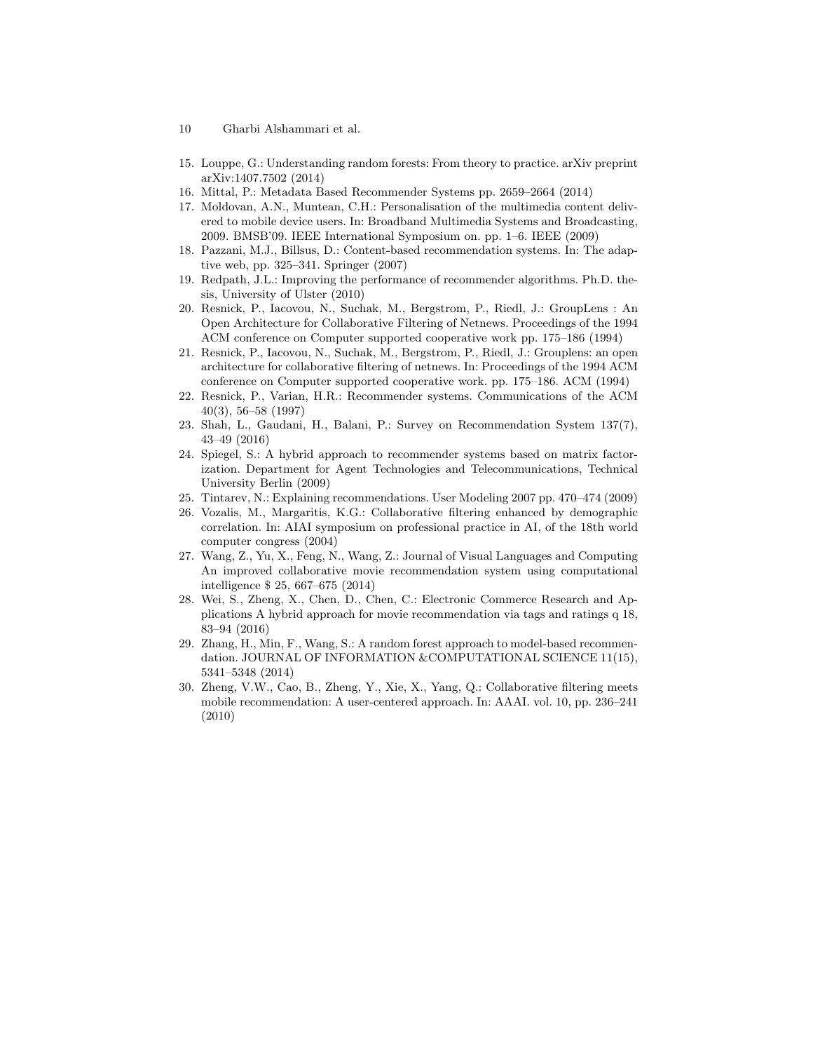15. Louppe, G.: Understanding random forests: From theory to practice. arXiv preprint arXiv:1407.7502 (2014)
16. Mittal, P.: Metadata Based Recommender Systems pp. 2659–2664 (2014)
17. Moldovan, A.N., Muntean, C.H.: Personalisation of the multimedia content delivered to mobile device users. In: Broadband Multimedia Systems and Broadcasting, 2009. BMSB'09. IEEE International Symposium on. pp. 1–6. IEEE (2009)
18. Pazzani, M.J., Billsus, D.: Content-based recommendation systems. In: The adaptive web, pp. 325–341. Springer (2007)
19. Redpath, J.L.: Improving the performance of recommender algorithms. Ph.D. thesis, University of Ulster (2010)
20. Resnick, P., Iacovou, N., Suchak, M., Bergstrom, P., Riedl, J.: GroupLens : An Open Architecture for Collaborative Filtering of Netnews. Proceedings of the 1994 ACM conference on Computer supported cooperative work pp. 175–186 (1994)
21. Resnick, P., Iacovou, N., Suchak, M., Bergstrom, P., Riedl, J.: Grouplens: an open architecture for collaborative filtering of netnews. In: Proceedings of the 1994 ACM conference on Computer supported cooperative work. pp. 175–186. ACM (1994)
22. Resnick, P., Varian, H.R.: Recommender systems. Communications of the ACM 40(3), 56–58 (1997)
23. Shah, L., Gaudani, H., Balani, P.: Survey on Recommendation System 137(7), 43–49 (2016)
24. Spiegel, S.: A hybrid approach to recommender systems based on matrix factorization. Department for Agent Technologies and Telecommunications, Technical University Berlin (2009)
25. Tintarev, N.: Explaining recommendations. User Modeling 2007 pp. 470–474 (2009)
26. Vozalis, M., Margaritis, K.G.: Collaborative filtering enhanced by demographic correlation. In: AIAI symposium on professional practice in AI, of the 18th world computer congress (2004)
27. Wang, Z., Yu, X., Feng, N., Wang, Z.: Journal of Visual Languages and Computing An improved collaborative movie recommendation system using computational intelligence $ 25, 667–675 (2014)
28. Wei, S., Zheng, X., Chen, D., Chen, C.: Electronic Commerce Research and Applications A hybrid approach for movie recommendation via tags and ratings q 18, 83–94 (2016)
29. Zhang, H., Min, F., Wang, S.: A random forest approach to model-based recommendation. JOURNAL OF INFORMATION &COMPUTATIONAL SCIENCE 11(15), 5341–5348 (2014)
30. Zheng, V.W., Cao, B., Zheng, Y., Xie, X., Yang, Q.: Collaborative filtering meets mobile recommendation: A user-centered approach. In: AAAI. vol. 10, pp. 236–241 (2010)